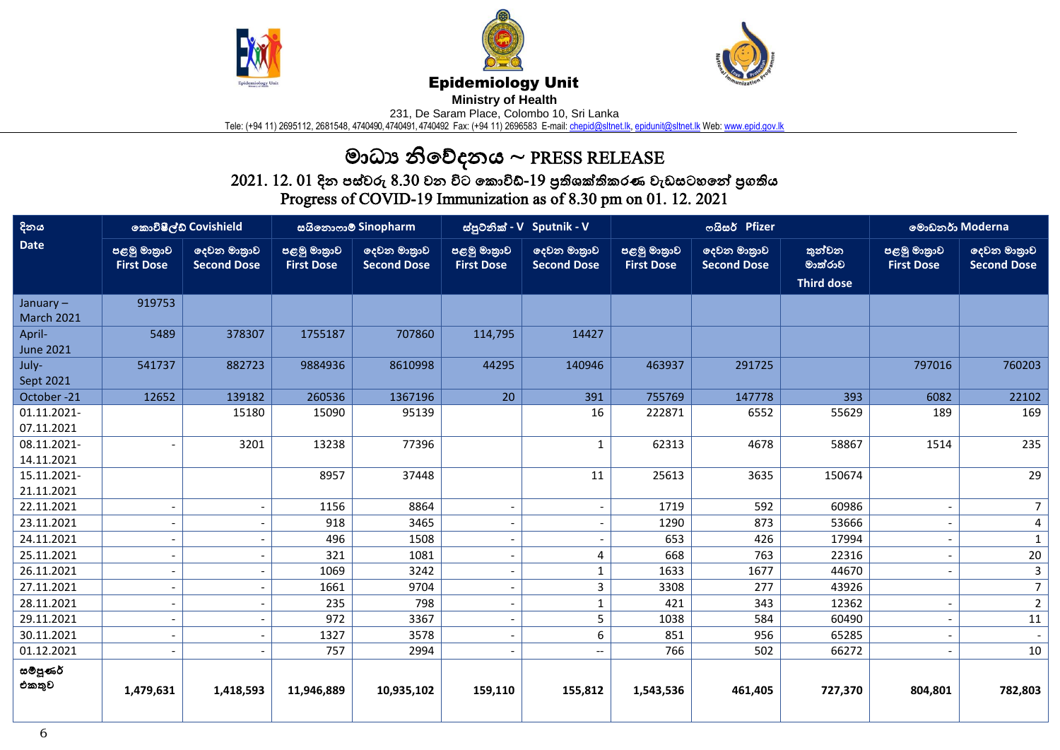**Epidemiology Unit**

**Ministry of Health**

231, De Saram Place, Colombo 10, Sri Lanka

Tele: (+94 11) 2695112, 2681548, 4740490, 4740491, 4740492 Fax: (+94 11) 2696583 E-mail: chepid@sltnet.lk, epidunit@sltnet.lk Web: www.epid.gov.lk

# මාධ්‍ය නිවේදනය ~ PRESS RELEASE

## 2021. 12. 01 දින පස්වරු 8.30 වන විට කොවිඩ්-19 ප්‍රතිශක්තිකරණ වැඩසටහනේ ප්‍රගතිය
## Progress of COVID-19 Immunization as of 8.30 pm on 01. 12. 2021

| දිනය Date | කොවිෂීල්ඩ් Covishield | | සයිනොෆාම් Sinopharm | | ස්පුටනික් - V Sputnik - V | | ෆයිසර් Pfizer | | | මොඩනර් Moderna | |
|---|---|---|---|---|---|---|---|---|---|---|---|
| | පළමු මාත්‍රාව First Dose | දෙවන මාත්‍රාව Second Dose | පළමු මාත්‍රාව First Dose | දෙවන මාත්‍රාව Second Dose | පළමු මාත්‍රාව First Dose | දෙවන මාත්‍රාව Second Dose | පළමු මාත්‍රාව First Dose | දෙවන මාත්‍රාව Second Dose | තුන්වන මාත්‍රාව Third dose | පළමු මාත්‍රාව First Dose | දෙවන මාත්‍රාව Second Dose |
| January – March 2021 | 919753 | | | | | | | | | | |
| April- June 2021 | 5489 | 378307 | 1755187 | 707860 | 114,795 | 14427 | | | | | |
| July- Sept 2021 | 541737 | 882723 | 9884936 | 8610998 | 44295 | 140946 | 463937 | 291725 | | 797016 | 760203 |
| October -21 | 12652 | 139182 | 260536 | 1367196 | 20 | 391 | 755769 | 147778 | 393 | 6082 | 22102 |
| 01.11.2021- 07.11.2021 | | 15180 | 15090 | 95139 | | 16 | 222871 | 6552 | 55629 | 189 | 169 |
| 08.11.2021- 14.11.2021 | - | 3201 | 13238 | 77396 | | 1 | 62313 | 4678 | 58867 | 1514 | 235 |
| 15.11.2021- 21.11.2021 | | | 8957 | 37448 | | 11 | 25613 | 3635 | 150674 | | 29 |
| 22.11.2021 | - | - | 1156 | 8864 | - | - | 1719 | 592 | 60986 | - | 7 |
| 23.11.2021 | - | - | 918 | 3465 | - | - | 1290 | 873 | 53666 | - | 4 |
| 24.11.2021 | - | - | 496 | 1508 | - | - | 653 | 426 | 17994 | - | 1 |
| 25.11.2021 | - | - | 321 | 1081 | - | 4 | 668 | 763 | 22316 | - | 20 |
| 26.11.2021 | - | - | 1069 | 3242 | - | 1 | 1633 | 1677 | 44670 | - | 3 |
| 27.11.2021 | - | - | 1661 | 9704 | - | 3 | 3308 | 277 | 43926 | | 7 |
| 28.11.2021 | - | - | 235 | 798 | - | 1 | 421 | 343 | 12362 | - | 2 |
| 29.11.2021 | - | - | 972 | 3367 | - | 5 | 1038 | 584 | 60490 | - | 11 |
| 30.11.2021 | - | - | 1327 | 3578 | - | 6 | 851 | 956 | 65285 | - | - |
| 01.12.2021 | - | - | 757 | 2994 | - | -- | 766 | 502 | 66272 | - | 10 |
| **සම්පූර්ණ එකතුව** | **1,479,631** | **1,418,593** | **11,946,889** | **10,935,102** | **159,110** | **155,812** | **1,543,536** | **461,405** | **727,370** | **804,801** | **782,803** |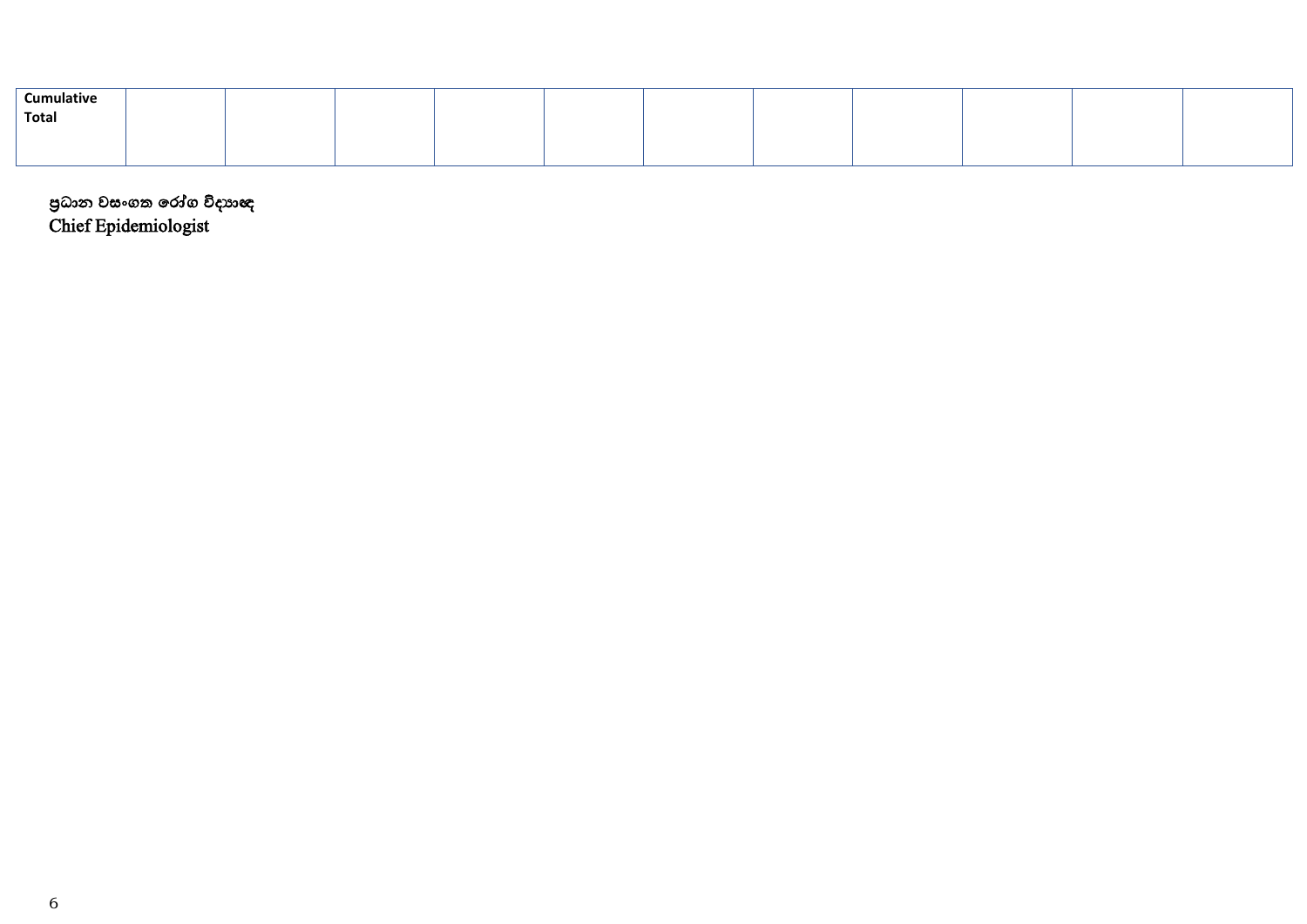| | | | | | | | | | | | |
|---|---|---|---|---|---|---|---|---|---|---|---|
| **Cumulative Total** | | | | | | | | | | | |

ප්‍රධාන වසංගත රෝග විද්‍යාඥ
Chief Epidemiologist